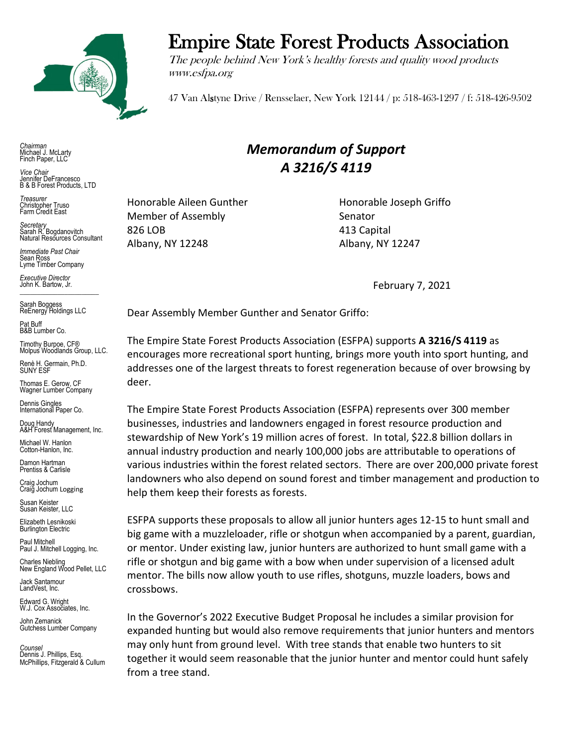# Empire State Forest Products Association

*The people behind New York's healthy forests and quality wood products*
*www.esfpa.org*

47 Van Alstyne Drive / Rensselaer, New York 12144 / p: 518-463-1297 / f: 518-426-9502

*Chairman*
Michael J. McLarty
Finch Paper, LLC

*Vice Chair*
Jennifer DeFrancesco
B & B Forest Products, LTD

*Treasurer*
Christopher Truso
Farm Credit East

*Secretary*
Sarah R. Bogdanovitch
Natural Resources Consultant

*Immediate Past Chair*
Sean Ross
Lyme Timber Company

*Executive Director*
John K. Bartow, Jr.

Sarah Boggess
ReEnergy Holdings LLC

Pat Buff
B&B Lumber Co.

Timothy Burpoe, CF®
Molpus Woodlands Group, LLC.

Renè H. Germain, Ph.D.
SUNY ESF

Thomas E. Gerow, CF
Wagner Lumber Company

Dennis Gingles
International Paper Co.

Doug Handy
A&H Forest Management, Inc.

Michael W. Hanlon
Cotton-Hanlon, Inc.

Damon Hartman
Prentiss & Carlisle

Craig Jochum
Craig Jochum Logging

Susan Keister
Susan Keister, LLC

Elizabeth Lesnikoski
Burlington Electric

Paul Mitchell
Paul J. Mitchell Logging, Inc.

Charles Niebling
New England Wood Pellet, LLC

Jack Santamour
LandVest, Inc.

Edward G. Wright
W.J. Cox Associates, Inc.

John Zemanick
Gutchess Lumber Company

*Counsel*
Dennis J. Phillips, Esq.
McPhillips, Fitzgerald & Cullum

## *Memorandum of Support*
## *A 3216/S 4119*

Honorable Aileen Gunther
Member of Assembly
826 LOB
Albany, NY 12248

Honorable Joseph Griffo
Senator
413 Capital
Albany, NY 12247

February 7, 2021

Dear Assembly Member Gunther and Senator Griffo:

The Empire State Forest Products Association (ESFPA) supports **A 3216/S 4119** as encourages more recreational sport hunting, brings more youth into sport hunting, and addresses one of the largest threats to forest regeneration because of over browsing by deer.

The Empire State Forest Products Association (ESFPA) represents over 300 member businesses, industries and landowners engaged in forest resource production and stewardship of New York's 19 million acres of forest. In total, $22.8 billion dollars in annual industry production and nearly 100,000 jobs are attributable to operations of various industries within the forest related sectors. There are over 200,000 private forest landowners who also depend on sound forest and timber management and production to help them keep their forests as forests.

ESFPA supports these proposals to allow all junior hunters ages 12-15 to hunt small and big game with a muzzleloader, rifle or shotgun when accompanied by a parent, guardian, or mentor. Under existing law, junior hunters are authorized to hunt small game with a rifle or shotgun and big game with a bow when under supervision of a licensed adult mentor. The bills now allow youth to use rifles, shotguns, muzzle loaders, bows and crossbows.

In the Governor's 2022 Executive Budget Proposal he includes a similar provision for expanded hunting but would also remove requirements that junior hunters and mentors may only hunt from ground level. With tree stands that enable two hunters to sit together it would seem reasonable that the junior hunter and mentor could hunt safely from a tree stand.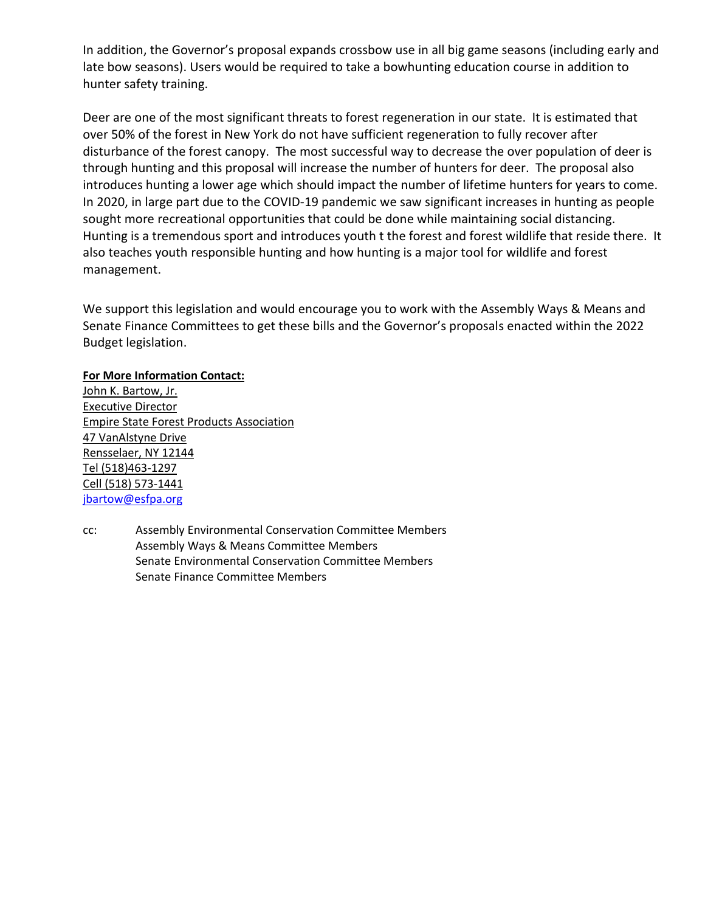In addition, the Governor's proposal expands crossbow use in all big game seasons (including early and late bow seasons). Users would be required to take a bowhunting education course in addition to hunter safety training.

Deer are one of the most significant threats to forest regeneration in our state. It is estimated that over 50% of the forest in New York do not have sufficient regeneration to fully recover after disturbance of the forest canopy. The most successful way to decrease the over population of deer is through hunting and this proposal will increase the number of hunters for deer. The proposal also introduces hunting a lower age which should impact the number of lifetime hunters for years to come. In 2020, in large part due to the COVID-19 pandemic we saw significant increases in hunting as people sought more recreational opportunities that could be done while maintaining social distancing. Hunting is a tremendous sport and introduces youth t the forest and forest wildlife that reside there. It also teaches youth responsible hunting and how hunting is a major tool for wildlife and forest management.

We support this legislation and would encourage you to work with the Assembly Ways & Means and Senate Finance Committees to get these bills and the Governor's proposals enacted within the 2022 Budget legislation.

**For More Information Contact:**
John K. Bartow, Jr.
Executive Director
Empire State Forest Products Association
47 VanAlstyne Drive
Rensselaer, NY 12144
Tel (518)463-1297
Cell (518) 573-1441
jbartow@esfpa.org

cc: Assembly Environmental Conservation Committee Members
Assembly Ways & Means Committee Members
Senate Environmental Conservation Committee Members
Senate Finance Committee Members